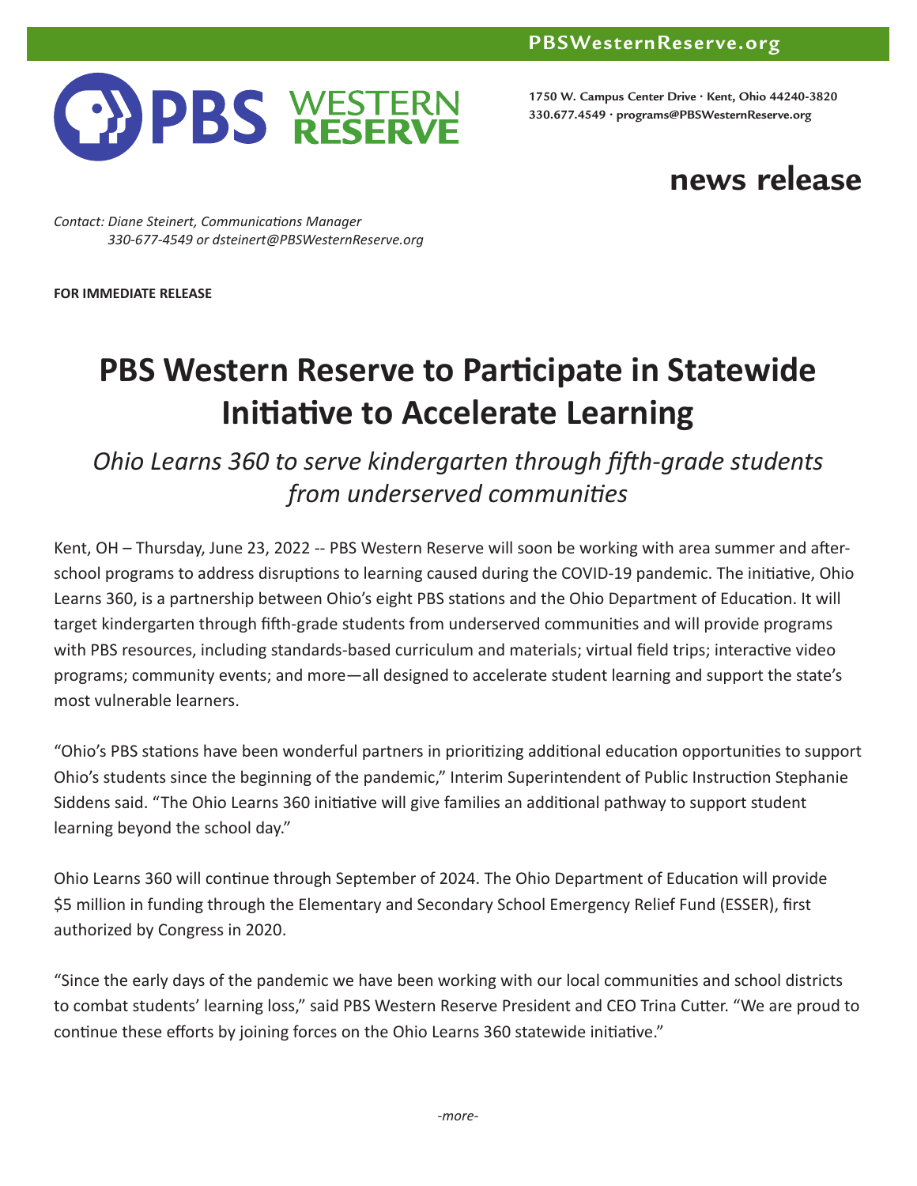PBSWesternReserve.org

PBS WESTERN RESERVE

1750 W. Campus Center Drive · Kent, Ohio 44240-3820
330.677.4549 · programs@PBSWesternReserve.org

**news release**

*Contact: Diane Steinert, Communications Manager*
*330-677-4549 or dsteinert@PBSWesternReserve.org*

**FOR IMMEDIATE RELEASE**

# PBS Western Reserve to Participate in Statewide Initiative to Accelerate Learning

*Ohio Learns 360 to serve kindergarten through fifth-grade students from underserved communities*

Kent, OH – Thursday, June 23, 2022 -- PBS Western Reserve will soon be working with area summer and after-school programs to address disruptions to learning caused during the COVID-19 pandemic. The initiative, Ohio Learns 360, is a partnership between Ohio's eight PBS stations and the Ohio Department of Education. It will target kindergarten through fifth-grade students from underserved communities and will provide programs with PBS resources, including standards-based curriculum and materials; virtual field trips; interactive video programs; community events; and more—all designed to accelerate student learning and support the state's most vulnerable learners.

"Ohio's PBS stations have been wonderful partners in prioritizing additional education opportunities to support Ohio's students since the beginning of the pandemic," Interim Superintendent of Public Instruction Stephanie Siddens said. "The Ohio Learns 360 initiative will give families an additional pathway to support student learning beyond the school day."

Ohio Learns 360 will continue through September of 2024. The Ohio Department of Education will provide $5 million in funding through the Elementary and Secondary School Emergency Relief Fund (ESSER), first authorized by Congress in 2020.

"Since the early days of the pandemic we have been working with our local communities and school districts to combat students' learning loss," said PBS Western Reserve President and CEO Trina Cutter. "We are proud to continue these efforts by joining forces on the Ohio Learns 360 statewide initiative."

*-more-*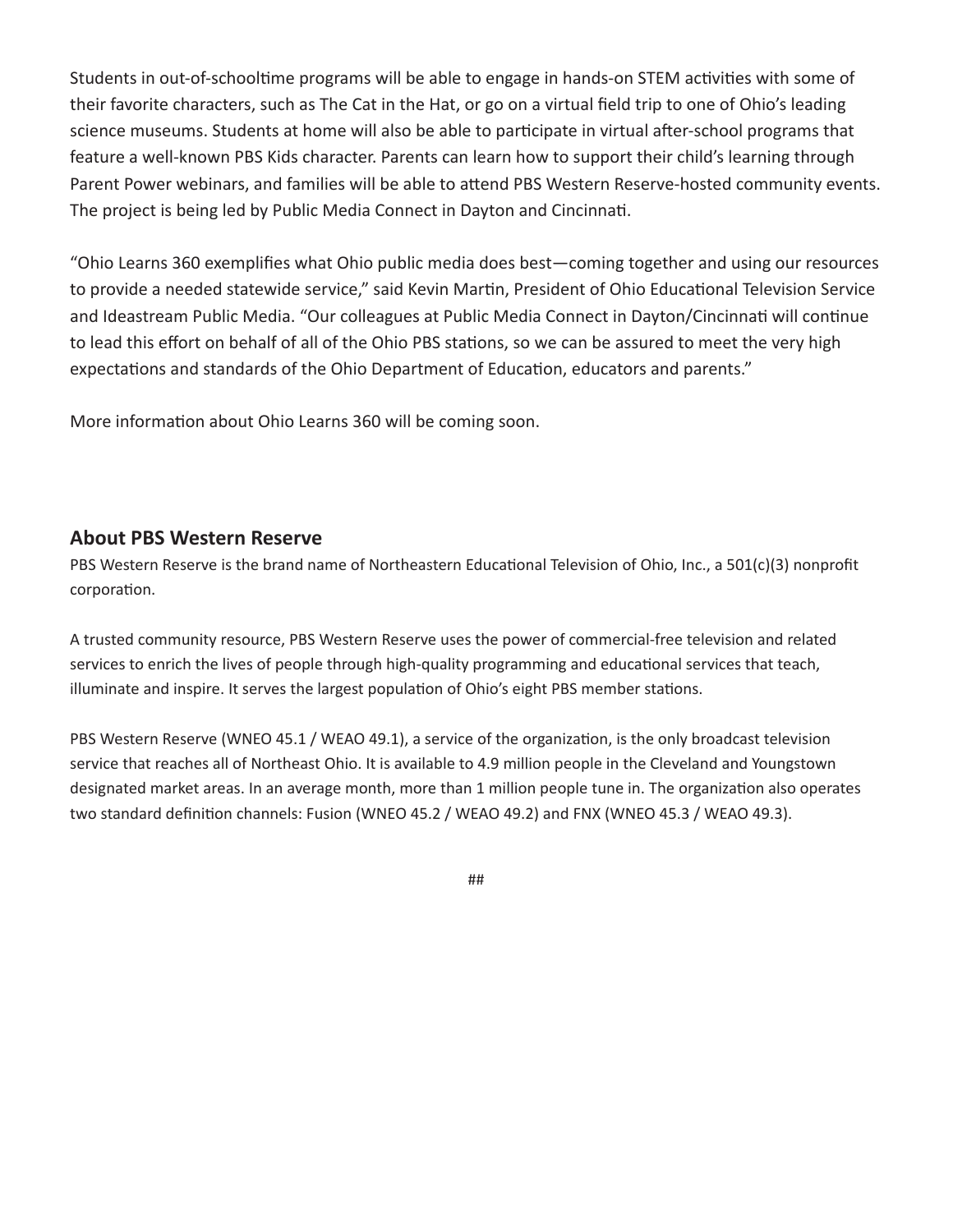Students in out-of-schooltime programs will be able to engage in hands-on STEM activities with some of their favorite characters, such as The Cat in the Hat, or go on a virtual field trip to one of Ohio's leading science museums. Students at home will also be able to participate in virtual after-school programs that feature a well-known PBS Kids character. Parents can learn how to support their child's learning through Parent Power webinars, and families will be able to attend PBS Western Reserve-hosted community events. The project is being led by Public Media Connect in Dayton and Cincinnati.

"Ohio Learns 360 exemplifies what Ohio public media does best—coming together and using our resources to provide a needed statewide service," said Kevin Martin, President of Ohio Educational Television Service and Ideastream Public Media. "Our colleagues at Public Media Connect in Dayton/Cincinnati will continue to lead this effort on behalf of all of the Ohio PBS stations, so we can be assured to meet the very high expectations and standards of the Ohio Department of Education, educators and parents."

More information about Ohio Learns 360 will be coming soon.

## About PBS Western Reserve

PBS Western Reserve is the brand name of Northeastern Educational Television of Ohio, Inc., a 501(c)(3) nonprofit corporation.

A trusted community resource, PBS Western Reserve uses the power of commercial-free television and related services to enrich the lives of people through high-quality programming and educational services that teach, illuminate and inspire. It serves the largest population of Ohio's eight PBS member stations.

PBS Western Reserve (WNEO 45.1 / WEAO 49.1), a service of the organization, is the only broadcast television service that reaches all of Northeast Ohio. It is available to 4.9 million people in the Cleveland and Youngstown designated market areas. In an average month, more than 1 million people tune in. The organization also operates two standard definition channels: Fusion (WNEO 45.2 / WEAO 49.2) and FNX (WNEO 45.3 / WEAO 49.3).

##